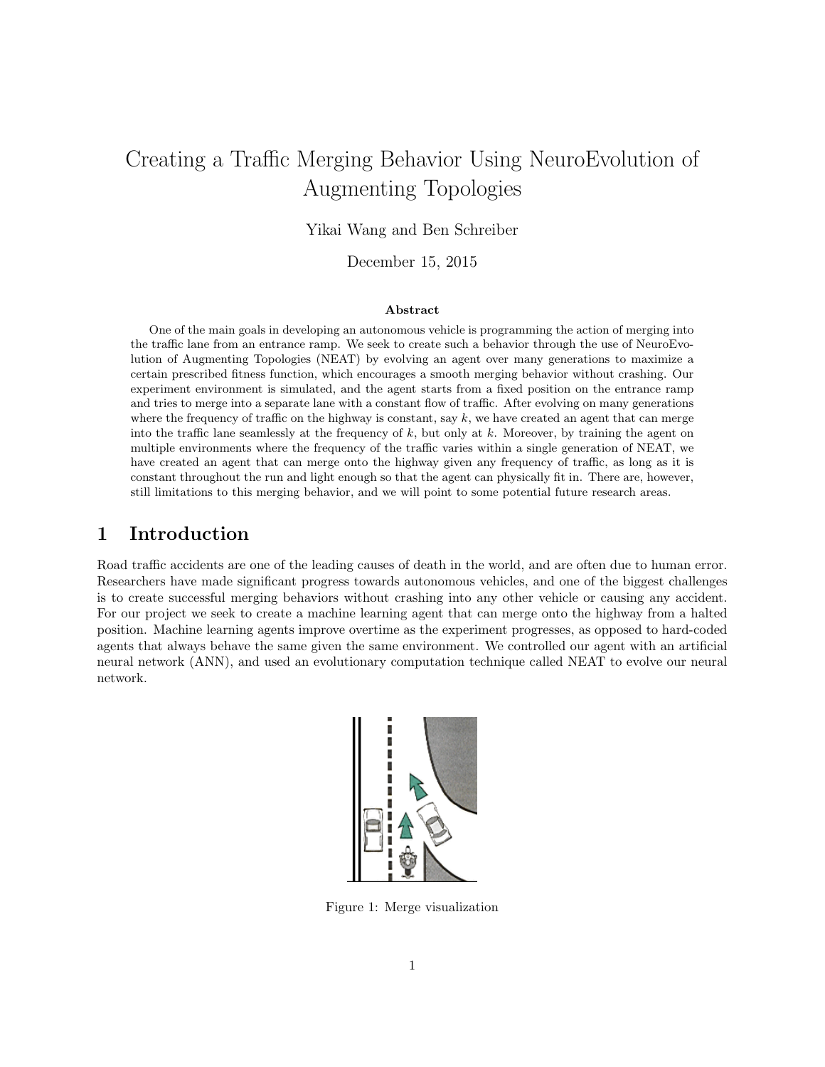# Creating a Traffic Merging Behavior Using NeuroEvolution of Augmenting Topologies

Yikai Wang and Ben Schreiber

December 15, 2015

**Abstract**

One of the main goals in developing an autonomous vehicle is programming the action of merging into the traffic lane from an entrance ramp. We seek to create such a behavior through the use of NeuroEvolution of Augmenting Topologies (NEAT) by evolving an agent over many generations to maximize a certain prescribed fitness function, which encourages a smooth merging behavior without crashing. Our experiment environment is simulated, and the agent starts from a fixed position on the entrance ramp and tries to merge into a separate lane with a constant flow of traffic. After evolving on many generations where the frequency of traffic on the highway is constant, say $k$, we have created an agent that can merge into the traffic lane seamlessly at the frequency of $k$, but only at $k$. Moreover, by training the agent on multiple environments where the frequency of the traffic varies within a single generation of NEAT, we have created an agent that can merge onto the highway given any frequency of traffic, as long as it is constant throughout the run and light enough so that the agent can physically fit in. There are, however, still limitations to this merging behavior, and we will point to some potential future research areas.

## 1 Introduction

Road traffic accidents are one of the leading causes of death in the world, and are often due to human error. Researchers have made significant progress towards autonomous vehicles, and one of the biggest challenges is to create successful merging behaviors without crashing into any other vehicle or causing any accident. For our project we seek to create a machine learning agent that can merge onto the highway from a halted position. Machine learning agents improve overtime as the experiment progresses, as opposed to hard-coded agents that always behave the same given the same environment. We controlled our agent with an artificial neural network (ANN), and used an evolutionary computation technique called NEAT to evolve our neural network.

Figure 1: Merge visualization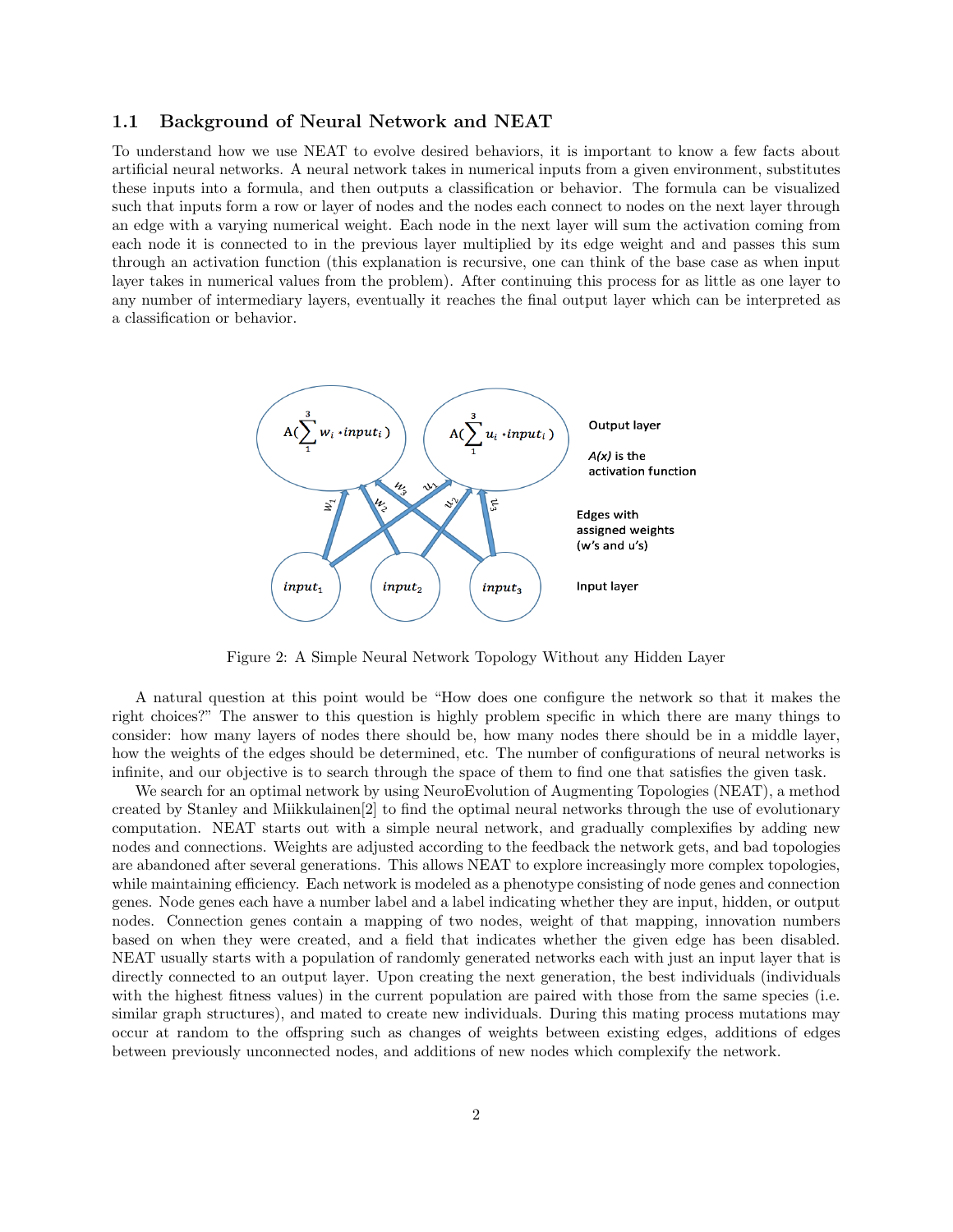### 1.1 Background of Neural Network and NEAT

To understand how we use NEAT to evolve desired behaviors, it is important to know a few facts about artificial neural networks. A neural network takes in numerical inputs from a given environment, substitutes these inputs into a formula, and then outputs a classification or behavior. The formula can be visualized such that inputs form a row or layer of nodes and the nodes each connect to nodes on the next layer through an edge with a varying numerical weight. Each node in the next layer will sum the activation coming from each node it is connected to in the previous layer multiplied by its edge weight and and passes this sum through an activation function (this explanation is recursive, one can think of the base case as when input layer takes in numerical values from the problem). After continuing this process for as little as one layer to any number of intermediary layers, eventually it reaches the final output layer which can be interpreted as a classification or behavior.

Figure 2: A Simple Neural Network Topology Without any Hidden Layer

A natural question at this point would be "How does one configure the network so that it makes the right choices?" The answer to this question is highly problem specific in which there are many things to consider: how many layers of nodes there should be, how many nodes there should be in a middle layer, how the weights of the edges should be determined, etc. The number of configurations of neural networks is infinite, and our objective is to search through the space of them to find one that satisfies the given task.

We search for an optimal network by using NeuroEvolution of Augmenting Topologies (NEAT), a method created by Stanley and Miikkulainen[2] to find the optimal neural networks through the use of evolutionary computation. NEAT starts out with a simple neural network, and gradually complexifies by adding new nodes and connections. Weights are adjusted according to the feedback the network gets, and bad topologies are abandoned after several generations. This allows NEAT to explore increasingly more complex topologies, while maintaining efficiency. Each network is modeled as a phenotype consisting of node genes and connection genes. Node genes each have a number label and a label indicating whether they are input, hidden, or output nodes. Connection genes contain a mapping of two nodes, weight of that mapping, innovation numbers based on when they were created, and a field that indicates whether the given edge has been disabled. NEAT usually starts with a population of randomly generated networks each with just an input layer that is directly connected to an output layer. Upon creating the next generation, the best individuals (individuals with the highest fitness values) in the current population are paired with those from the same species (i.e. similar graph structures), and mated to create new individuals. During this mating process mutations may occur at random to the offspring such as changes of weights between existing edges, additions of edges between previously unconnected nodes, and additions of new nodes which complexify the network.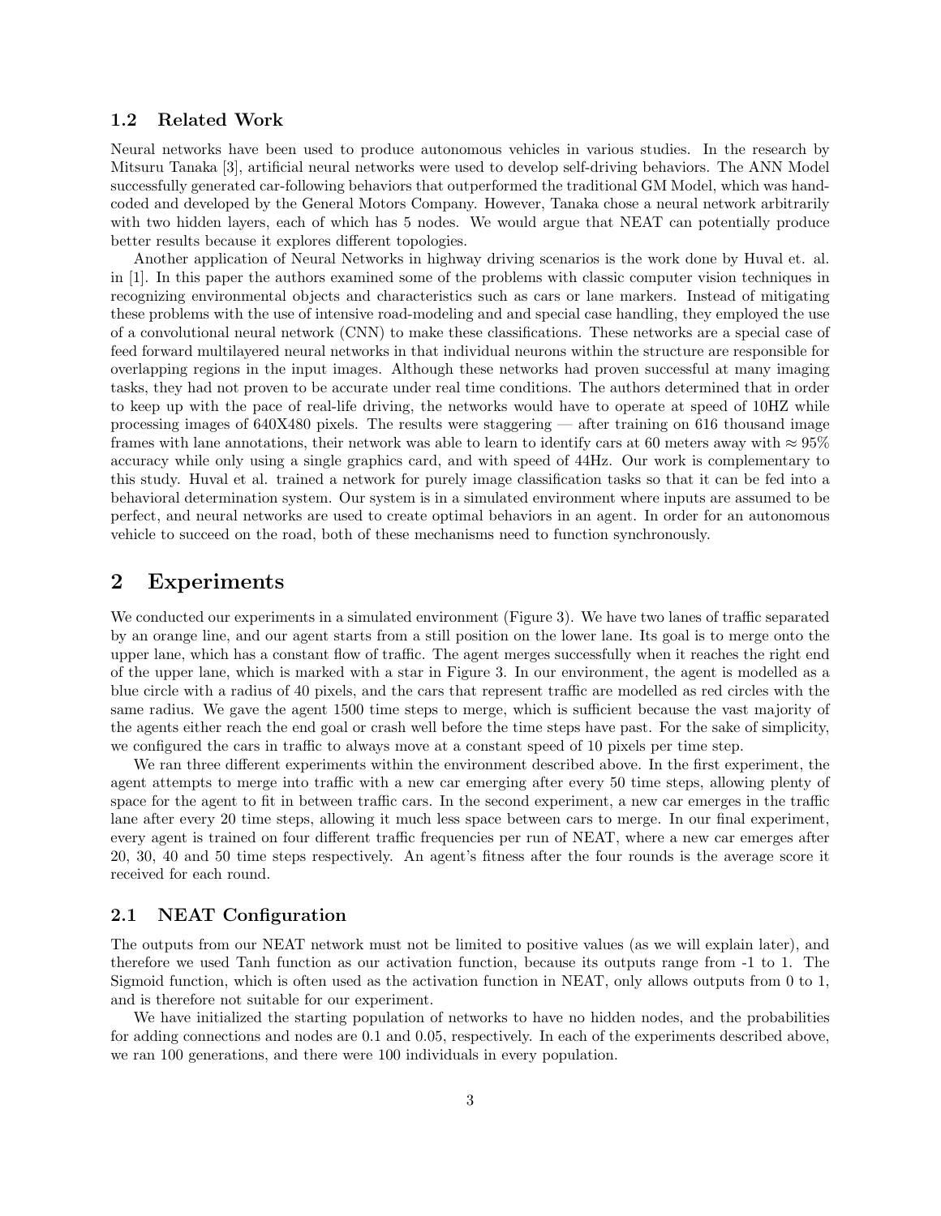### 1.2 Related Work

Neural networks have been used to produce autonomous vehicles in various studies. In the research by Mitsuru Tanaka [3], artificial neural networks were used to develop self-driving behaviors. The ANN Model successfully generated car-following behaviors that outperformed the traditional GM Model, which was hand-coded and developed by the General Motors Company. However, Tanaka chose a neural network arbitrarily with two hidden layers, each of which has 5 nodes. We would argue that NEAT can potentially produce better results because it explores different topologies.

Another application of Neural Networks in highway driving scenarios is the work done by Huval et. al. in [1]. In this paper the authors examined some of the problems with classic computer vision techniques in recognizing environmental objects and characteristics such as cars or lane markers. Instead of mitigating these problems with the use of intensive road-modeling and and special case handling, they employed the use of a convolutional neural network (CNN) to make these classifications. These networks are a special case of feed forward multilayered neural networks in that individual neurons within the structure are responsible for overlapping regions in the input images. Although these networks had proven successful at many imaging tasks, they had not proven to be accurate under real time conditions. The authors determined that in order to keep up with the pace of real-life driving, the networks would have to operate at speed of 10HZ while processing images of 640X480 pixels. The results were staggering — after training on 616 thousand image frames with lane annotations, their network was able to learn to identify cars at 60 meters away with $\approx 95\%$ accuracy while only using a single graphics card, and with speed of 44Hz. Our work is complementary to this study. Huval et al. trained a network for purely image classification tasks so that it can be fed into a behavioral determination system. Our system is in a simulated environment where inputs are assumed to be perfect, and neural networks are used to create optimal behaviors in an agent. In order for an autonomous vehicle to succeed on the road, both of these mechanisms need to function synchronously.

## 2 Experiments

We conducted our experiments in a simulated environment (Figure 3). We have two lanes of traffic separated by an orange line, and our agent starts from a still position on the lower lane. Its goal is to merge onto the upper lane, which has a constant flow of traffic. The agent merges successfully when it reaches the right end of the upper lane, which is marked with a star in Figure 3. In our environment, the agent is modelled as a blue circle with a radius of 40 pixels, and the cars that represent traffic are modelled as red circles with the same radius. We gave the agent 1500 time steps to merge, which is sufficient because the vast majority of the agents either reach the end goal or crash well before the time steps have past. For the sake of simplicity, we configured the cars in traffic to always move at a constant speed of 10 pixels per time step.

We ran three different experiments within the environment described above. In the first experiment, the agent attempts to merge into traffic with a new car emerging after every 50 time steps, allowing plenty of space for the agent to fit in between traffic cars. In the second experiment, a new car emerges in the traffic lane after every 20 time steps, allowing it much less space between cars to merge. In our final experiment, every agent is trained on four different traffic frequencies per run of NEAT, where a new car emerges after 20, 30, 40 and 50 time steps respectively. An agent's fitness after the four rounds is the average score it received for each round.

### 2.1 NEAT Configuration

The outputs from our NEAT network must not be limited to positive values (as we will explain later), and therefore we used Tanh function as our activation function, because its outputs range from -1 to 1. The Sigmoid function, which is often used as the activation function in NEAT, only allows outputs from 0 to 1, and is therefore not suitable for our experiment.

We have initialized the starting population of networks to have no hidden nodes, and the probabilities for adding connections and nodes are 0.1 and 0.05, respectively. In each of the experiments described above, we ran 100 generations, and there were 100 individuals in every population.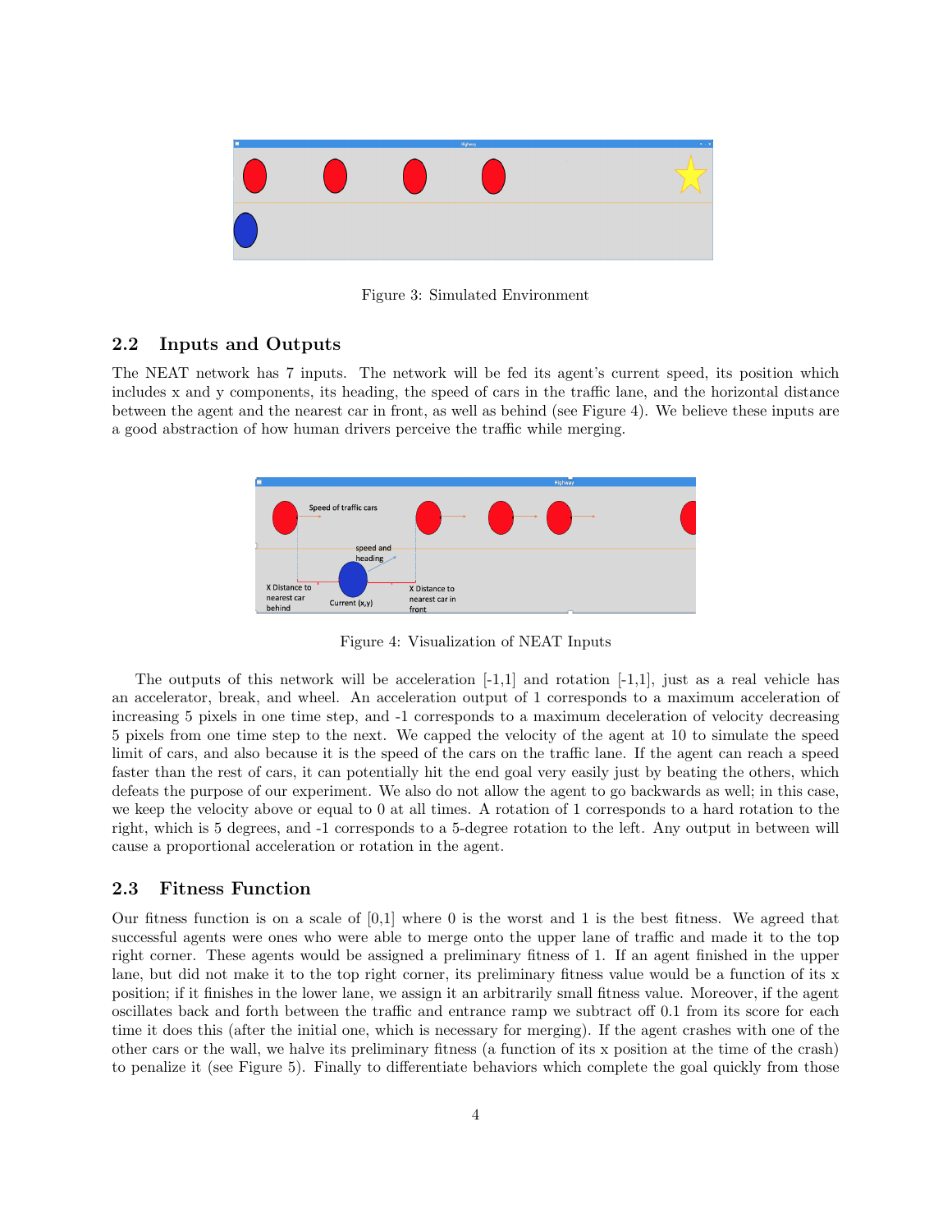Figure 3: Simulated Environment

### 2.2 Inputs and Outputs

The NEAT network has 7 inputs. The network will be fed its agent's current speed, its position which includes x and y components, its heading, the speed of cars in the traffic lane, and the horizontal distance between the agent and the nearest car in front, as well as behind (see Figure 4). We believe these inputs are a good abstraction of how human drivers perceive the traffic while merging.

Figure 4: Visualization of NEAT Inputs

The outputs of this network will be acceleration [-1,1] and rotation [-1,1], just as a real vehicle has an accelerator, break, and wheel. An acceleration output of 1 corresponds to a maximum acceleration of increasing 5 pixels in one time step, and -1 corresponds to a maximum deceleration of velocity decreasing 5 pixels from one time step to the next. We capped the velocity of the agent at 10 to simulate the speed limit of cars, and also because it is the speed of the cars on the traffic lane. If the agent can reach a speed faster than the rest of cars, it can potentially hit the end goal very easily just by beating the others, which defeats the purpose of our experiment. We also do not allow the agent to go backwards as well; in this case, we keep the velocity above or equal to 0 at all times. A rotation of 1 corresponds to a hard rotation to the right, which is 5 degrees, and -1 corresponds to a 5-degree rotation to the left. Any output in between will cause a proportional acceleration or rotation in the agent.

### 2.3 Fitness Function

Our fitness function is on a scale of [0,1] where 0 is the worst and 1 is the best fitness. We agreed that successful agents were ones who were able to merge onto the upper lane of traffic and made it to the top right corner. These agents would be assigned a preliminary fitness of 1. If an agent finished in the upper lane, but did not make it to the top right corner, its preliminary fitness value would be a function of its x position; if it finishes in the lower lane, we assign it an arbitrarily small fitness value. Moreover, if the agent oscillates back and forth between the traffic and entrance ramp we subtract off 0.1 from its score for each time it does this (after the initial one, which is necessary for merging). If the agent crashes with one of the other cars or the wall, we halve its preliminary fitness (a function of its x position at the time of the crash) to penalize it (see Figure 5). Finally to differentiate behaviors which complete the goal quickly from those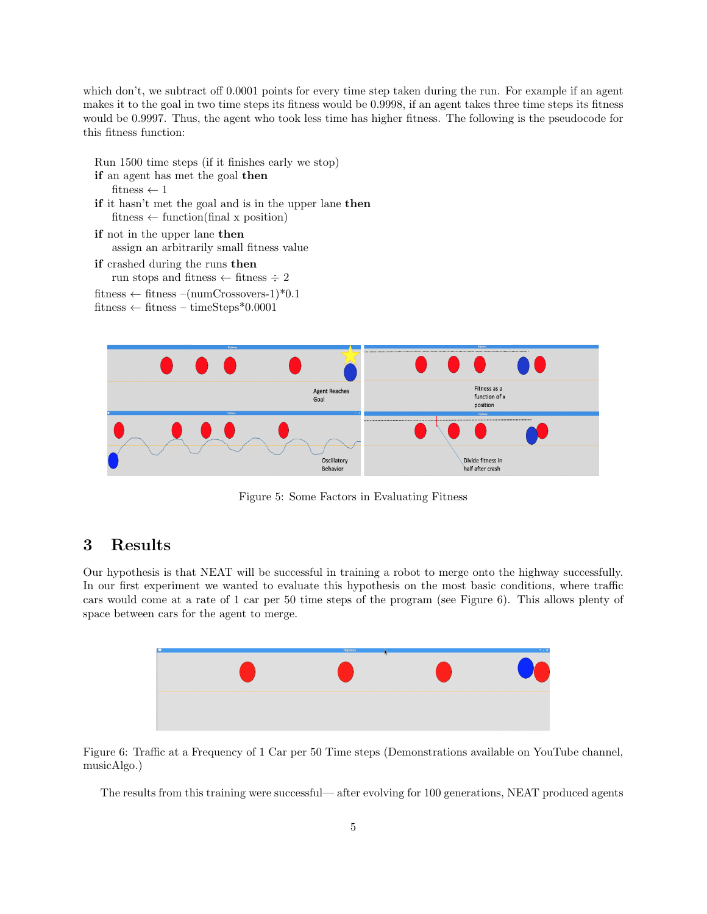which don't, we subtract off 0.0001 points for every time step taken during the run. For example if an agent makes it to the goal in two time steps its fitness would be 0.9998, if an agent takes three time steps its fitness would be 0.9997. Thus, the agent who took less time has higher fitness. The following is the pseudocode for this fitness function:

Run 1500 time steps (if it finishes early we stop)
**if** an agent has met the goal **then**
  fitness ← 1
**if** it hasn't met the goal and is in the upper lane **then**
  fitness ← function(final x position)
**if** not in the upper lane **then**
  assign an arbitrarily small fitness value
**if** crashed during the runs **then**
  run stops and fitness ← fitness ÷ 2
fitness ← fitness −(numCrossovers-1)*0.1
fitness ← fitness − timeSteps*0.0001

Figure 5: Some Factors in Evaluating Fitness

# 3 Results

Our hypothesis is that NEAT will be successful in training a robot to merge onto the highway successfully. In our first experiment we wanted to evaluate this hypothesis on the most basic conditions, where traffic cars would come at a rate of 1 car per 50 time steps of the program (see Figure 6). This allows plenty of space between cars for the agent to merge.

Figure 6: Traffic at a Frequency of 1 Car per 50 Time steps (Demonstrations available on YouTube channel, musicAlgo.)

The results from this training were successful— after evolving for 100 generations, NEAT produced agents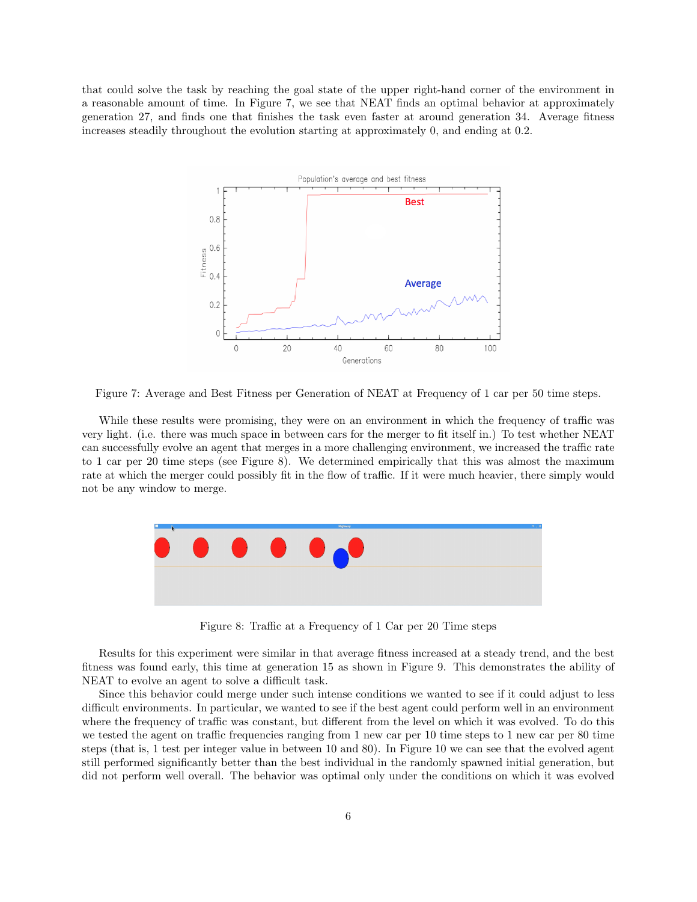that could solve the task by reaching the goal state of the upper right-hand corner of the environment in a reasonable amount of time. In Figure 7, we see that NEAT finds an optimal behavior at approximately generation 27, and finds one that finishes the task even faster at around generation 34. Average fitness increases steadily throughout the evolution starting at approximately 0, and ending at 0.2.

Figure 7: Average and Best Fitness per Generation of NEAT at Frequency of 1 car per 50 time steps.

While these results were promising, they were on an environment in which the frequency of traffic was very light. (i.e. there was much space in between cars for the merger to fit itself in.) To test whether NEAT can successfully evolve an agent that merges in a more challenging environment, we increased the traffic rate to 1 car per 20 time steps (see Figure 8). We determined empirically that this was almost the maximum rate at which the merger could possibly fit in the flow of traffic. If it were much heavier, there simply would not be any window to merge.

Figure 8: Traffic at a Frequency of 1 Car per 20 Time steps

Results for this experiment were similar in that average fitness increased at a steady trend, and the best fitness was found early, this time at generation 15 as shown in Figure 9. This demonstrates the ability of NEAT to evolve an agent to solve a difficult task.

Since this behavior could merge under such intense conditions we wanted to see if it could adjust to less difficult environments. In particular, we wanted to see if the best agent could perform well in an environment where the frequency of traffic was constant, but different from the level on which it was evolved. To do this we tested the agent on traffic frequencies ranging from 1 new car per 10 time steps to 1 new car per 80 time steps (that is, 1 test per integer value in between 10 and 80). In Figure 10 we can see that the evolved agent still performed significantly better than the best individual in the randomly spawned initial generation, but did not perform well overall. The behavior was optimal only under the conditions on which it was evolved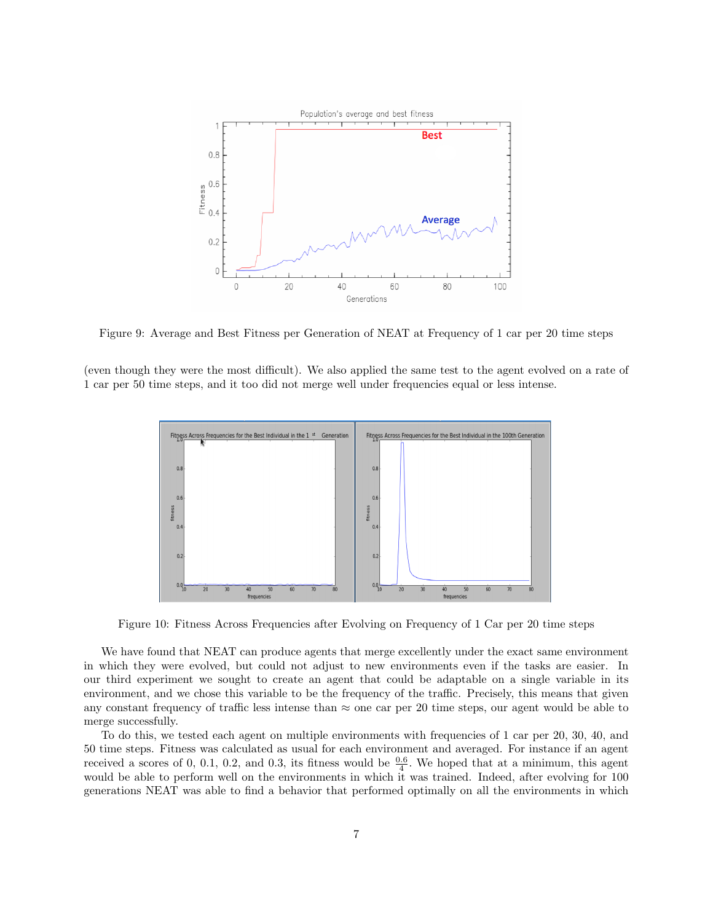Figure 9: Average and Best Fitness per Generation of NEAT at Frequency of 1 car per 20 time steps

(even though they were the most difficult). We also applied the same test to the agent evolved on a rate of 1 car per 50 time steps, and it too did not merge well under frequencies equal or less intense.

Figure 10: Fitness Across Frequencies after Evolving on Frequency of 1 Car per 20 time steps

We have found that NEAT can produce agents that merge excellently under the exact same environment in which they were evolved, but could not adjust to new environments even if the tasks are easier. In our third experiment we sought to create an agent that could be adaptable on a single variable in its environment, and we chose this variable to be the frequency of the traffic. Precisely, this means that given any constant frequency of traffic less intense than $\approx$ one car per 20 time steps, our agent would be able to merge successfully.

To do this, we tested each agent on multiple environments with frequencies of 1 car per 20, 30, 40, and 50 time steps. Fitness was calculated as usual for each environment and averaged. For instance if an agent received a scores of 0, 0.1, 0.2, and 0.3, its fitness would be $\frac{0.6}{4}$. We hoped that at a minimum, this agent would be able to perform well on the environments in which it was trained. Indeed, after evolving for 100 generations NEAT was able to find a behavior that performed optimally on all the environments in which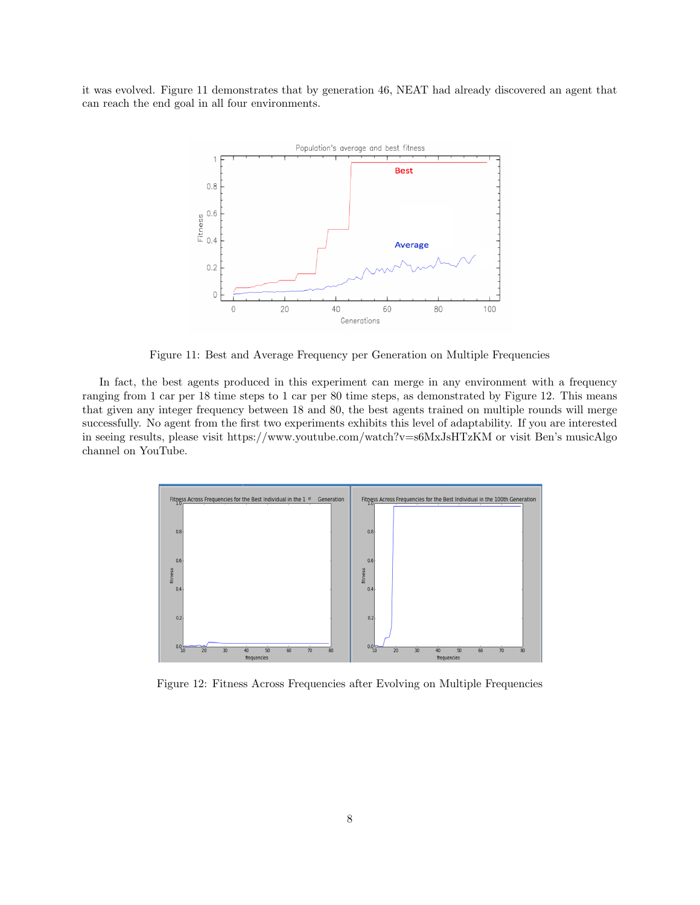it was evolved. Figure 11 demonstrates that by generation 46, NEAT had already discovered an agent that can reach the end goal in all four environments.

Figure 11: Best and Average Frequency per Generation on Multiple Frequencies

In fact, the best agents produced in this experiment can merge in any environment with a frequency ranging from 1 car per 18 time steps to 1 car per 80 time steps, as demonstrated by Figure 12. This means that given any integer frequency between 18 and 80, the best agents trained on multiple rounds will merge successfully. No agent from the first two experiments exhibits this level of adaptability. If you are interested in seeing results, please visit https://www.youtube.com/watch?v=s6MxJsHTzKM or visit Ben's musicAlgo channel on YouTube.

Figure 12: Fitness Across Frequencies after Evolving on Multiple Frequencies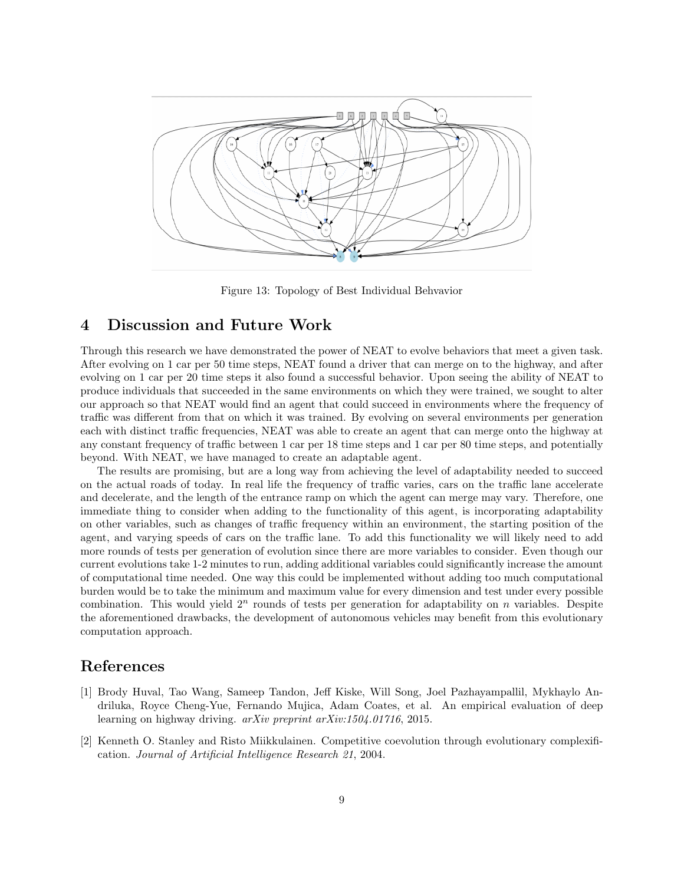Figure 13: Topology of Best Individual Behvavior

# 4 Discussion and Future Work

Through this research we have demonstrated the power of NEAT to evolve behaviors that meet a given task. After evolving on 1 car per 50 time steps, NEAT found a driver that can merge on to the highway, and after evolving on 1 car per 20 time steps it also found a successful behavior. Upon seeing the ability of NEAT to produce individuals that succeeded in the same environments on which they were trained, we sought to alter our approach so that NEAT would find an agent that could succeed in environments where the frequency of traffic was different from that on which it was trained. By evolving on several environments per generation each with distinct traffic frequencies, NEAT was able to create an agent that can merge onto the highway at any constant frequency of traffic between 1 car per 18 time steps and 1 car per 80 time steps, and potentially beyond. With NEAT, we have managed to create an adaptable agent.

The results are promising, but are a long way from achieving the level of adaptability needed to succeed on the actual roads of today. In real life the frequency of traffic varies, cars on the traffic lane accelerate and decelerate, and the length of the entrance ramp on which the agent can merge may vary. Therefore, one immediate thing to consider when adding to the functionality of this agent, is incorporating adaptability on other variables, such as changes of traffic frequency within an environment, the starting position of the agent, and varying speeds of cars on the traffic lane. To add this functionality we will likely need to add more rounds of tests per generation of evolution since there are more variables to consider. Even though our current evolutions take 1-2 minutes to run, adding additional variables could significantly increase the amount of computational time needed. One way this could be implemented without adding too much computational burden would be to take the minimum and maximum value for every dimension and test under every possible combination. This would yield $2^n$ rounds of tests per generation for adaptability on $n$ variables. Despite the aforementioned drawbacks, the development of autonomous vehicles may benefit from this evolutionary computation approach.

# References

[1] Brody Huval, Tao Wang, Sameep Tandon, Jeff Kiske, Will Song, Joel Pazhayampallil, Mykhaylo Andriluka, Royce Cheng-Yue, Fernando Mujica, Adam Coates, et al. An empirical evaluation of deep learning on highway driving. *arXiv preprint arXiv:1504.01716*, 2015.

[2] Kenneth O. Stanley and Risto Miikkulainen. Competitive coevolution through evolutionary complexification. *Journal of Artificial Intelligence Research 21*, 2004.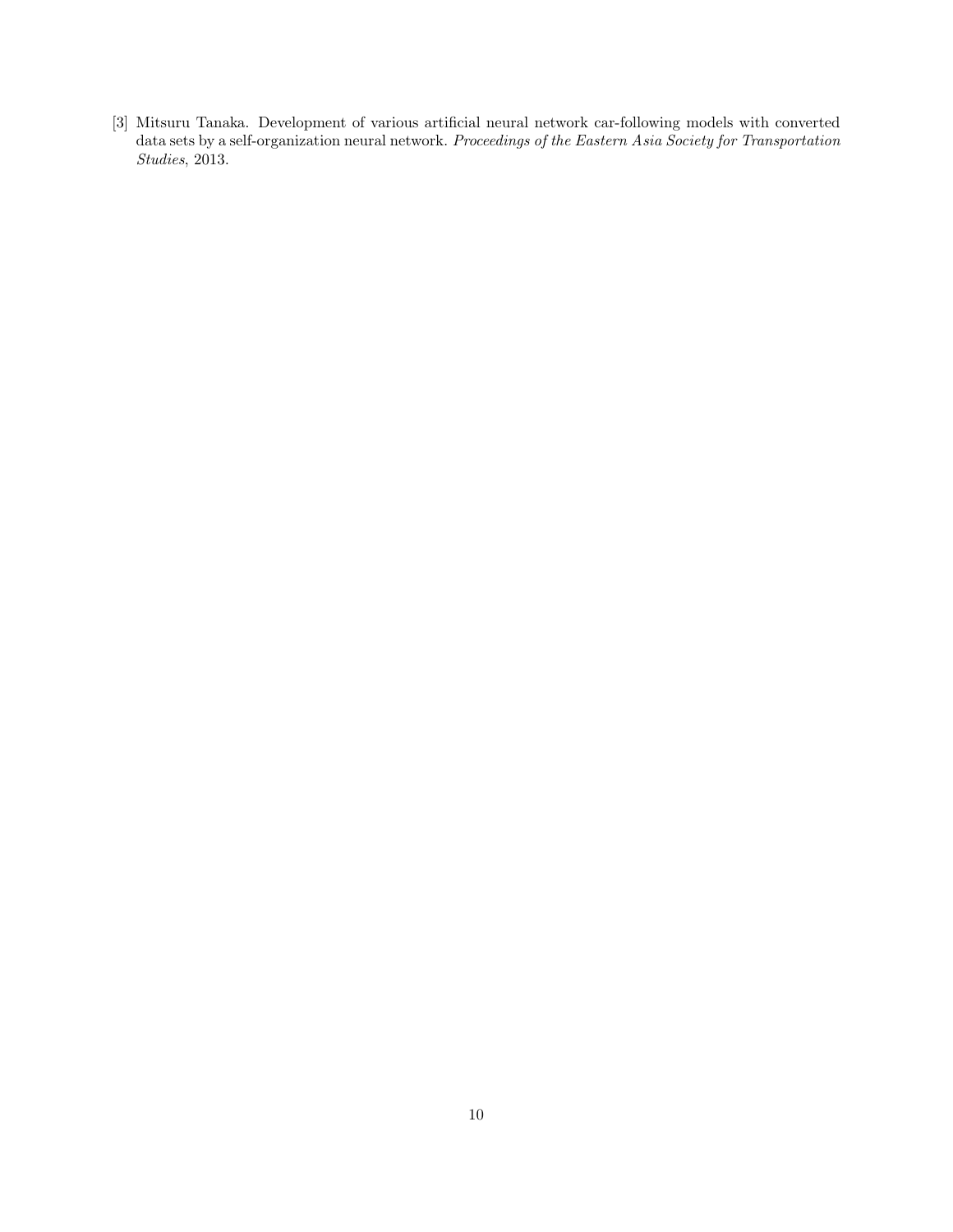[3] Mitsuru Tanaka. Development of various artificial neural network car-following models with converted data sets by a self-organization neural network. *Proceedings of the Eastern Asia Society for Transportation Studies*, 2013.